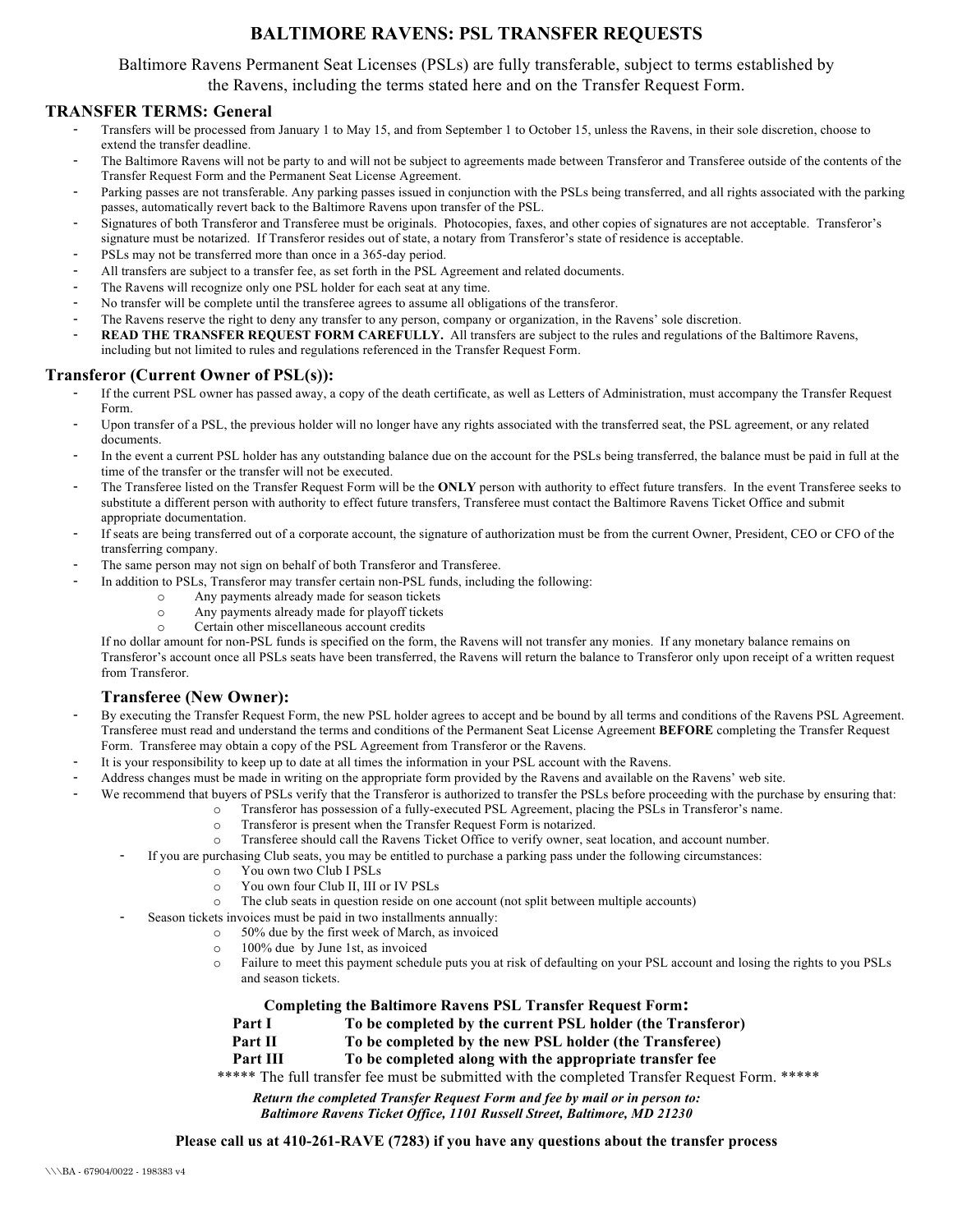# BALTIMORE RAVENS: PSL TRANSFER REQUESTS

Baltimore Ravens Permanent Seat Licenses (PSLs) are fully transferable, subject to terms established by the Ravens, including the terms stated here and on the Transfer Request Form.

## TRANSFER TERMS: General

- Transfers will be processed from January 1 to May 15, and from September 1 to October 15, unless the Ravens, in their sole discretion, choose to extend the transfer deadline.
- The Baltimore Ravens will not be party to and will not be subject to agreements made between Transferor and Transferee outside of the contents of the Transfer Request Form and the Permanent Seat License Agreement.
- Parking passes are not transferable. Any parking passes issued in conjunction with the PSLs being transferred, and all rights associated with the parking passes, automatically revert back to the Baltimore Ravens upon transfer of the PSL.
- Signatures of both Transferor and Transferee must be originals. Photocopies, faxes, and other copies of signatures are not acceptable. Transferor's signature must be notarized. If Transferor resides out of state, a notary from Transferor's state of residence is acceptable.
- PSLs may not be transferred more than once in a 365-day period.
- All transfers are subject to a transfer fee, as set forth in the PSL Agreement and related documents.
- The Ravens will recognize only one PSL holder for each seat at any time.
- No transfer will be complete until the transferee agrees to assume all obligations of the transferor.
- The Ravens reserve the right to deny any transfer to any person, company or organization, in the Ravens' sole discretion.
- **READ THE TRANSFER REQUEST FORM CAREFULLY.** All transfers are subject to the rules and regulations of the Baltimore Ravens, including but not limited to rules and regulations referenced in the Transfer Request Form.

## Transferor (Current Owner of PSL(s)):

- If the current PSL owner has passed away, a copy of the death certificate, as well as Letters of Administration, must accompany the Transfer Request Form.
- Upon transfer of a PSL, the previous holder will no longer have any rights associated with the transferred seat, the PSL agreement, or any related documents.
- In the event a current PSL holder has any outstanding balance due on the account for the PSLs being transferred, the balance must be paid in full at the time of the transfer or the transfer will not be executed.
- The Transferee listed on the Transfer Request Form will be the **ONLY** person with authority to effect future transfers. In the event Transferee seeks to substitute a different person with authority to effect future transfers, Transferee must contact the Baltimore Ravens Ticket Office and submit appropriate documentation.
- If seats are being transferred out of a corporate account, the signature of authorization must be from the current Owner, President, CEO or CFO of the transferring company.
- The same person may not sign on behalf of both Transferor and Transferee.
- In addition to PSLs, Transferor may transfer certain non-PSL funds, including the following:
  - Any payments already made for season tickets
  - Any payments already made for playoff tickets
  - Certain other miscellaneous account credits

  If no dollar amount for non-PSL funds is specified on the form, the Ravens will not transfer any monies. If any monetary balance remains on Transferor's account once all PSLs seats have been transferred, the Ravens will return the balance to Transferor only upon receipt of a written request from Transferor.

### Transferee (New Owner):

- By executing the Transfer Request Form, the new PSL holder agrees to accept and be bound by all terms and conditions of the Ravens PSL Agreement. Transferee must read and understand the terms and conditions of the Permanent Seat License Agreement **BEFORE** completing the Transfer Request Form. Transferee may obtain a copy of the PSL Agreement from Transferor or the Ravens.
- It is your responsibility to keep up to date at all times the information in your PSL account with the Ravens.
- Address changes must be made in writing on the appropriate form provided by the Ravens and available on the Ravens' web site.
- We recommend that buyers of PSLs verify that the Transferor is authorized to transfer the PSLs before proceeding with the purchase by ensuring that:
  - Transferor has possession of a fully-executed PSL Agreement, placing the PSLs in Transferor's name.
  - Transferor is present when the Transfer Request Form is notarized.
  - Transferee should call the Ravens Ticket Office to verify owner, seat location, and account number.
- If you are purchasing Club seats, you may be entitled to purchase a parking pass under the following circumstances:
  - You own two Club I PSLs
  - You own four Club II, III or IV PSLs
  - The club seats in question reside on one account (not split between multiple accounts)
- Season tickets invoices must be paid in two installments annually:
  - 50% due by the first week of March, as invoiced
  - 100% due by June 1st, as invoiced
  - Failure to meet this payment schedule puts you at risk of defaulting on your PSL account and losing the rights to you PSLs and season tickets.

**Completing the Baltimore Ravens PSL Transfer Request Form:**

**Part I** — **To be completed by the current PSL holder (the Transferor)**
**Part II** — **To be completed by the new PSL holder (the Transferee)**
**Part III** — **To be completed along with the appropriate transfer fee**

***** The full transfer fee must be submitted with the completed Transfer Request Form. *****

***Return the completed Transfer Request Form and fee by mail or in person to:***
***Baltimore Ravens Ticket Office, 1101 Russell Street, Baltimore, MD 21230***

**Please call us at 410-261-RAVE (7283) if you have any questions about the transfer process**

\\\BA - 67904/0022 - 198383 v4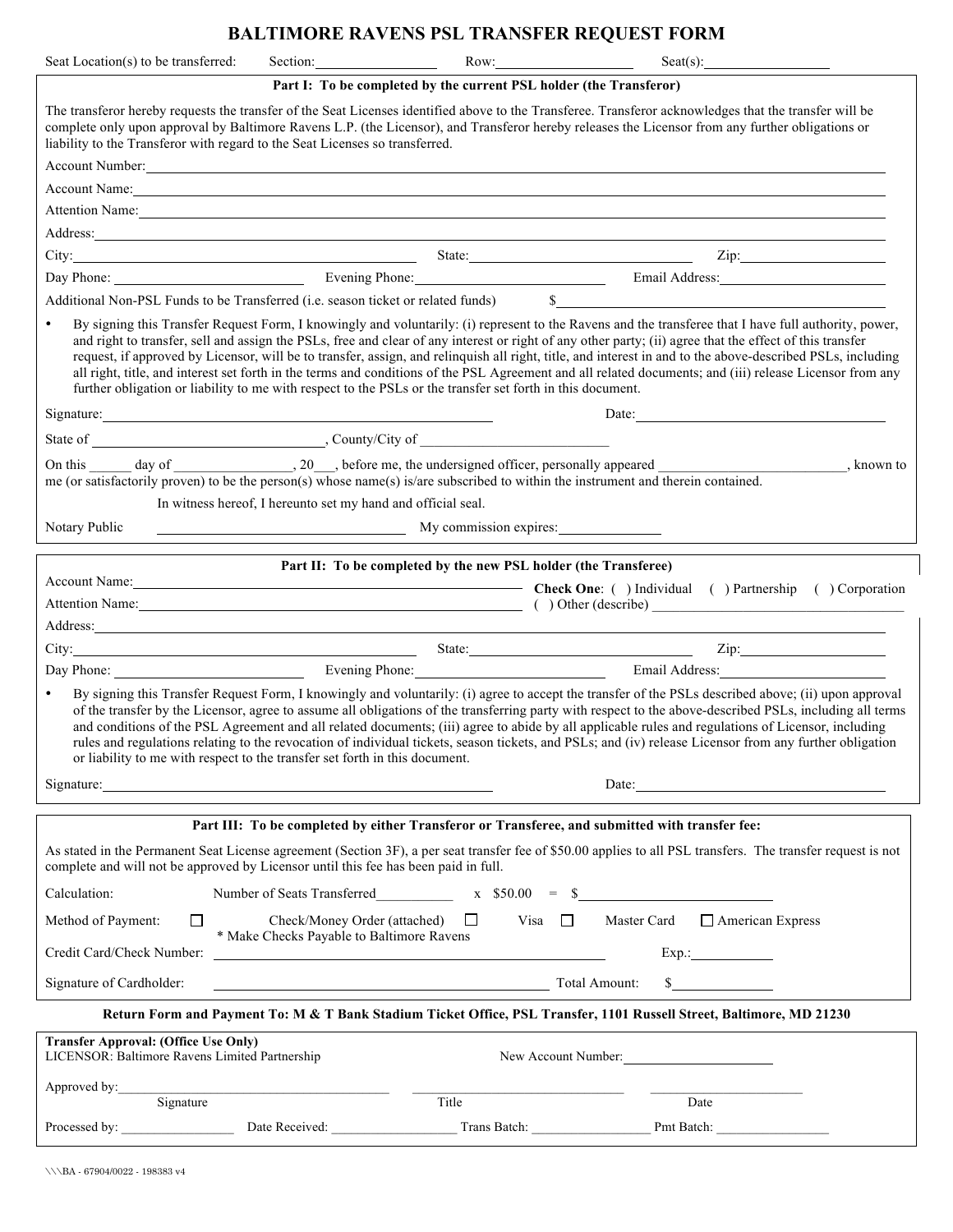# BALTIMORE RAVENS PSL TRANSFER REQUEST FORM

Seat Location(s) to be transferred: Section:________ Row:________ Seat(s):________

## Part I: To be completed by the current PSL holder (the Transferor)

The transferor hereby requests the transfer of the Seat Licenses identified above to the Transferee. Transferor acknowledges that the transfer will be complete only upon approval by Baltimore Ravens L.P. (the Licensor), and Transferor hereby releases the Licensor from any further obligations or liability to the Transferor with regard to the Seat Licenses so transferred.

Account Number:________

Account Name:________

Attention Name:________

Address:________

City:________ State:________ Zip:________

Day Phone:________ Evening Phone:________ Email Address:________

Additional Non-PSL Funds to be Transferred (i.e. season ticket or related funds) $________

- By signing this Transfer Request Form, I knowingly and voluntarily: (i) represent to the Ravens and the transferee that I have full authority, power, and right to transfer, sell and assign the PSLs, free and clear of any interest or right of any other party; (ii) agree that the effect of this transfer request, if approved by Licensor, will be to transfer, assign, and relinquish all right, title, and interest in and to the above-described PSLs, including all right, title, and interest set forth in the terms and conditions of the PSL Agreement and all related documents; and (iii) release Licensor from any further obligation or liability to me with respect to the PSLs or the transfer set forth in this document.

Signature:________ Date:________

State of ________, County/City of ________

On this ______ day of ________________, 20___, before me, the undersigned officer, personally appeared ________________, known to me (or satisfactorily proven) to be the person(s) whose name(s) is/are subscribed to within the instrument and therein contained.

In witness hereof, I hereunto set my hand and official seal.

Notary Public ________ My commission expires:________

## Part II: To be completed by the new PSL holder (the Transferee)

Account Name:________ **Check One**: ( ) Individual ( ) Partnership ( ) Corporation

Attention Name:________ ( ) Other (describe) ________

Address:________

City:________ State:________ Zip:________

Day Phone:________ Evening Phone:________ Email Address:________

- By signing this Transfer Request Form, I knowingly and voluntarily: (i) agree to accept the transfer of the PSLs described above; (ii) upon approval of the transfer by the Licensor, agree to assume all obligations of the transferring party with respect to the above-described PSLs, including all terms and conditions of the PSL Agreement and all related documents; (iii) agree to abide by all applicable rules and regulations of Licensor, including rules and regulations relating to the revocation of individual tickets, season tickets, and PSLs; and (iv) release Licensor from any further obligation or liability to me with respect to the transfer set forth in this document.

Signature:________ Date:________

## Part III: To be completed by either Transferor or Transferee, and submitted with transfer fee:

As stated in the Permanent Seat License agreement (Section 3F), a per seat transfer fee of $50.00 applies to all PSL transfers. The transfer request is not complete and will not be approved by Licensor until this fee has been paid in full.

Calculation: Number of Seats Transferred__________ x $50.00 = $________

Method of Payment: ☐ Check/Money Order (attached) ☐ Visa ☐ Master Card ☐ American Express

\* Make Checks Payable to Baltimore Ravens

Credit Card/Check Number:________ Exp.:________

Signature of Cardholder:________ Total Amount: $________

**Return Form and Payment To: M & T Bank Stadium Ticket Office, PSL Transfer, 1101 Russell Street, Baltimore, MD 21230**

**Transfer Approval: (Office Use Only)**
LICENSOR: Baltimore Ravens Limited Partnership New Account Number:________

Approved by:________ ________ ________
Signature Title Date

Processed by: ________ Date Received: ________ Trans Batch: ________ Pmt Batch: ________

\\\BA - 67904/0022 - 198383 v4